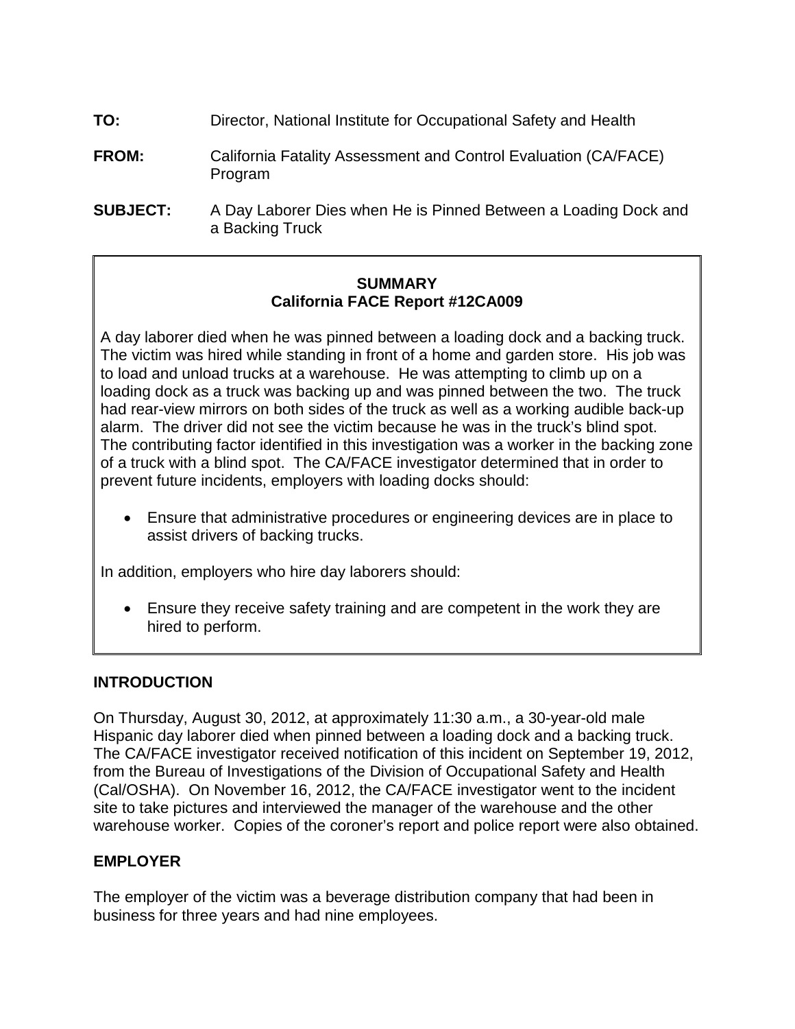**TO:** Director, National Institute for Occupational Safety and Health

**FROM:** California Fatality Assessment and Control Evaluation (CA/FACE) Program

**SUBJECT:** A Day Laborer Dies when He is Pinned Between a Loading Dock and a Backing Truck

## SUMMARY
## California FACE Report #12CA009

A day laborer died when he was pinned between a loading dock and a backing truck. The victim was hired while standing in front of a home and garden store. His job was to load and unload trucks at a warehouse. He was attempting to climb up on a loading dock as a truck was backing up and was pinned between the two. The truck had rear-view mirrors on both sides of the truck as well as a working audible back-up alarm. The driver did not see the victim because he was in the truck's blind spot. The contributing factor identified in this investigation was a worker in the backing zone of a truck with a blind spot. The CA/FACE investigator determined that in order to prevent future incidents, employers with loading docks should:

- Ensure that administrative procedures or engineering devices are in place to assist drivers of backing trucks.

In addition, employers who hire day laborers should:

- Ensure they receive safety training and are competent in the work they are hired to perform.

## INTRODUCTION

On Thursday, August 30, 2012, at approximately 11:30 a.m., a 30-year-old male Hispanic day laborer died when pinned between a loading dock and a backing truck. The CA/FACE investigator received notification of this incident on September 19, 2012, from the Bureau of Investigations of the Division of Occupational Safety and Health (Cal/OSHA). On November 16, 2012, the CA/FACE investigator went to the incident site to take pictures and interviewed the manager of the warehouse and the other warehouse worker. Copies of the coroner's report and police report were also obtained.

## EMPLOYER

The employer of the victim was a beverage distribution company that had been in business for three years and had nine employees.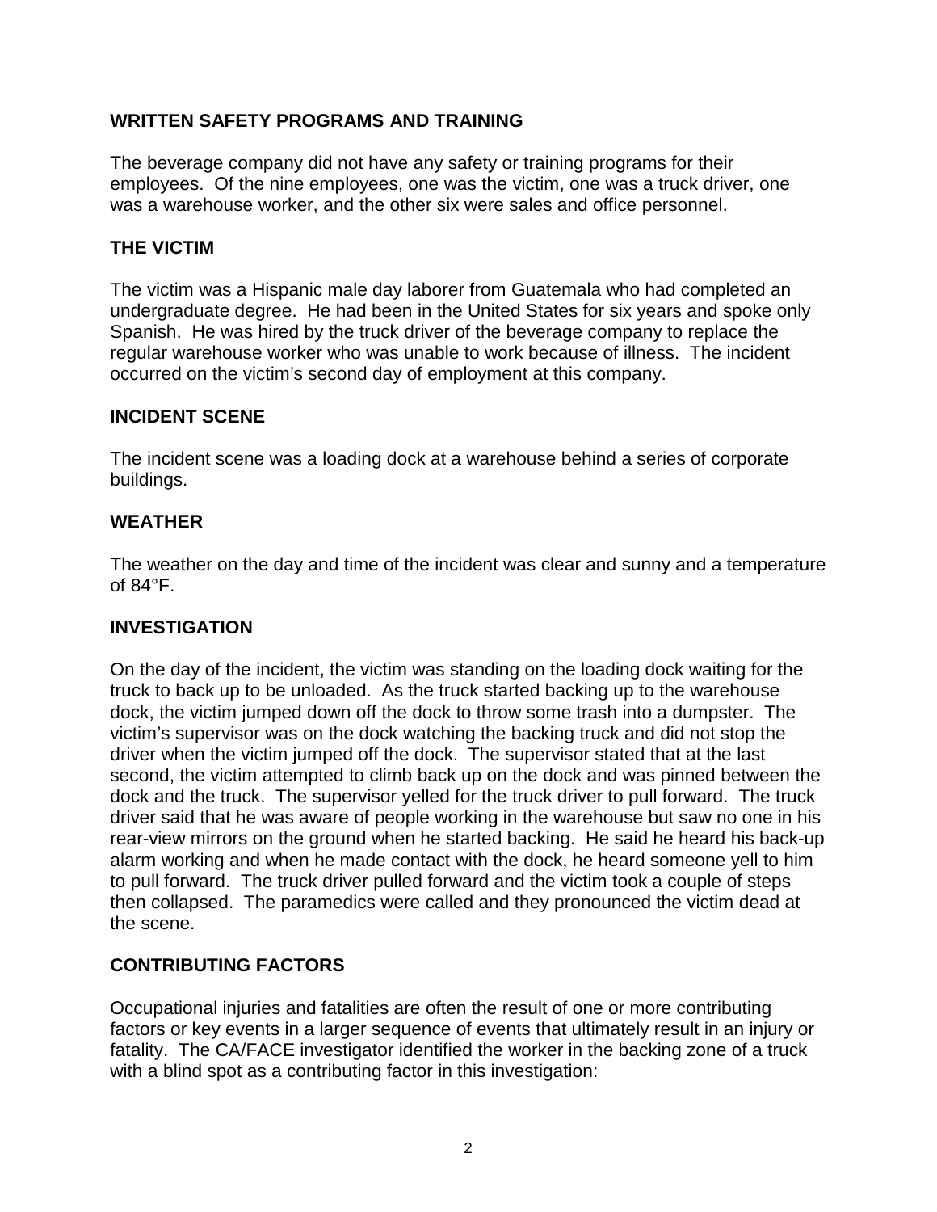## WRITTEN SAFETY PROGRAMS AND TRAINING

The beverage company did not have any safety or training programs for their employees. Of the nine employees, one was the victim, one was a truck driver, one was a warehouse worker, and the other six were sales and office personnel.

## THE VICTIM

The victim was a Hispanic male day laborer from Guatemala who had completed an undergraduate degree. He had been in the United States for six years and spoke only Spanish. He was hired by the truck driver of the beverage company to replace the regular warehouse worker who was unable to work because of illness. The incident occurred on the victim's second day of employment at this company.

## INCIDENT SCENE

The incident scene was a loading dock at a warehouse behind a series of corporate buildings.

## WEATHER

The weather on the day and time of the incident was clear and sunny and a temperature of 84°F.

## INVESTIGATION

On the day of the incident, the victim was standing on the loading dock waiting for the truck to back up to be unloaded. As the truck started backing up to the warehouse dock, the victim jumped down off the dock to throw some trash into a dumpster. The victim's supervisor was on the dock watching the backing truck and did not stop the driver when the victim jumped off the dock. The supervisor stated that at the last second, the victim attempted to climb back up on the dock and was pinned between the dock and the truck. The supervisor yelled for the truck driver to pull forward. The truck driver said that he was aware of people working in the warehouse but saw no one in his rear-view mirrors on the ground when he started backing. He said he heard his back-up alarm working and when he made contact with the dock, he heard someone yell to him to pull forward. The truck driver pulled forward and the victim took a couple of steps then collapsed. The paramedics were called and they pronounced the victim dead at the scene.

## CONTRIBUTING FACTORS

Occupational injuries and fatalities are often the result of one or more contributing factors or key events in a larger sequence of events that ultimately result in an injury or fatality. The CA/FACE investigator identified the worker in the backing zone of a truck with a blind spot as a contributing factor in this investigation: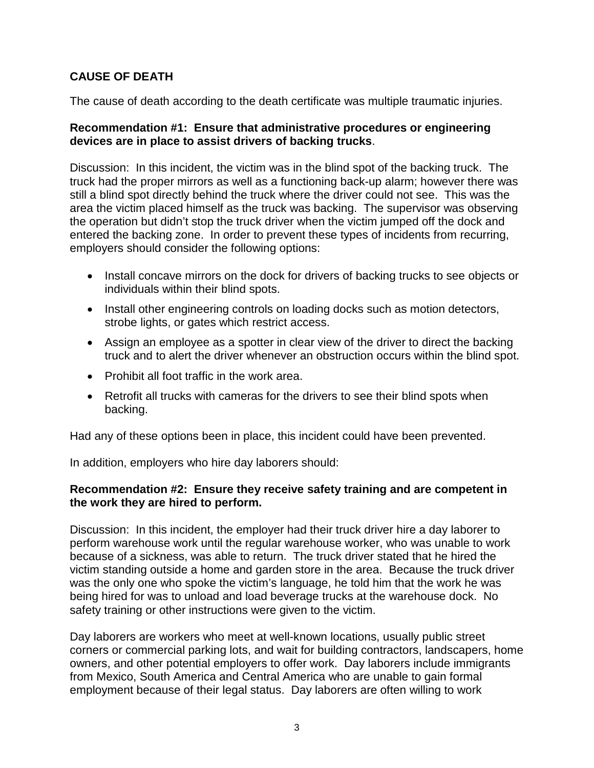**CAUSE OF DEATH**

The cause of death according to the death certificate was multiple traumatic injuries.

**Recommendation #1: Ensure that administrative procedures or engineering devices are in place to assist drivers of backing trucks**.

Discussion: In this incident, the victim was in the blind spot of the backing truck. The truck had the proper mirrors as well as a functioning back-up alarm; however there was still a blind spot directly behind the truck where the driver could not see. This was the area the victim placed himself as the truck was backing. The supervisor was observing the operation but didn't stop the truck driver when the victim jumped off the dock and entered the backing zone. In order to prevent these types of incidents from recurring, employers should consider the following options:

- Install concave mirrors on the dock for drivers of backing trucks to see objects or individuals within their blind spots.
- Install other engineering controls on loading docks such as motion detectors, strobe lights, or gates which restrict access.
- Assign an employee as a spotter in clear view of the driver to direct the backing truck and to alert the driver whenever an obstruction occurs within the blind spot.
- Prohibit all foot traffic in the work area.
- Retrofit all trucks with cameras for the drivers to see their blind spots when backing.

Had any of these options been in place, this incident could have been prevented.

In addition, employers who hire day laborers should:

**Recommendation #2: Ensure they receive safety training and are competent in the work they are hired to perform.**

Discussion: In this incident, the employer had their truck driver hire a day laborer to perform warehouse work until the regular warehouse worker, who was unable to work because of a sickness, was able to return. The truck driver stated that he hired the victim standing outside a home and garden store in the area. Because the truck driver was the only one who spoke the victim's language, he told him that the work he was being hired for was to unload and load beverage trucks at the warehouse dock. No safety training or other instructions were given to the victim.

Day laborers are workers who meet at well-known locations, usually public street corners or commercial parking lots, and wait for building contractors, landscapers, home owners, and other potential employers to offer work. Day laborers include immigrants from Mexico, South America and Central America who are unable to gain formal employment because of their legal status. Day laborers are often willing to work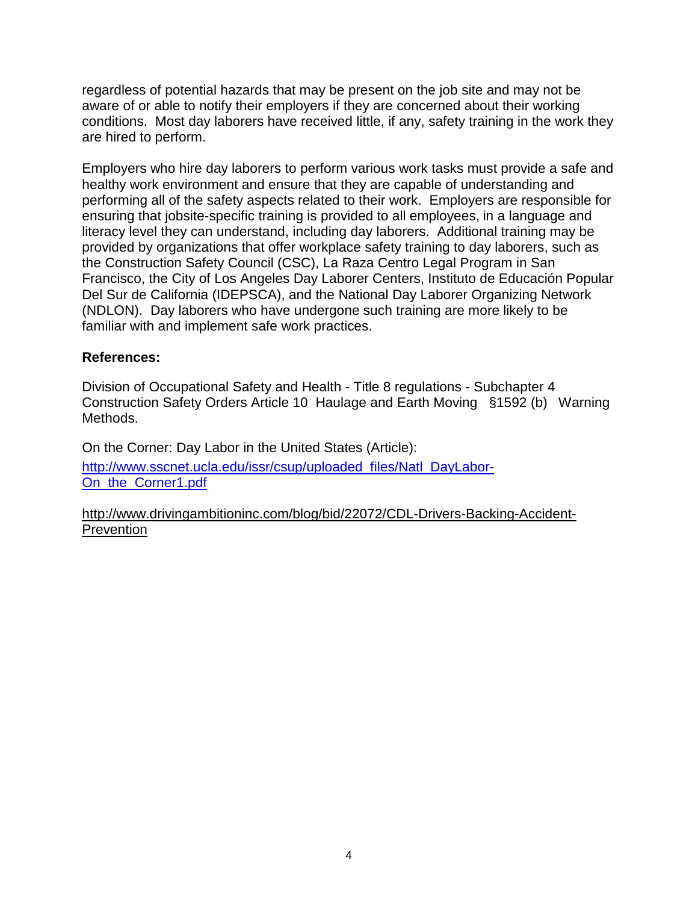regardless of potential hazards that may be present on the job site and may not be aware of or able to notify their employers if they are concerned about their working conditions. Most day laborers have received little, if any, safety training in the work they are hired to perform.

Employers who hire day laborers to perform various work tasks must provide a safe and healthy work environment and ensure that they are capable of understanding and performing all of the safety aspects related to their work. Employers are responsible for ensuring that jobsite-specific training is provided to all employees, in a language and literacy level they can understand, including day laborers. Additional training may be provided by organizations that offer workplace safety training to day laborers, such as the Construction Safety Council (CSC), La Raza Centro Legal Program in San Francisco, the City of Los Angeles Day Laborer Centers, Instituto de Educación Popular Del Sur de California (IDEPSCA), and the National Day Laborer Organizing Network (NDLON). Day laborers who have undergone such training are more likely to be familiar with and implement safe work practices.

**References:**

Division of Occupational Safety and Health - Title 8 regulations - Subchapter 4 Construction Safety Orders Article 10 Haulage and Earth Moving §1592 (b) Warning Methods.

On the Corner: Day Labor in the United States (Article):
http://www.sscnet.ucla.edu/issr/csup/uploaded_files/Natl_DayLabor-On_the_Corner1.pdf

http://www.drivingambitioninc.com/blog/bid/22072/CDL-Drivers-Backing-Accident-Prevention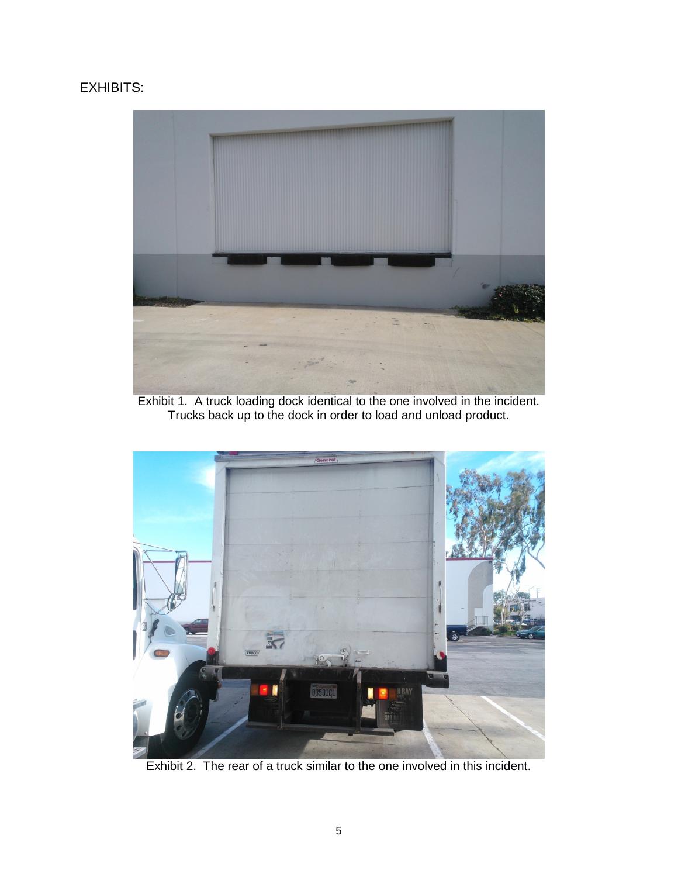EXHIBITS:

Exhibit 1. A truck loading dock identical to the one involved in the incident. Trucks back up to the dock in order to load and unload product.

Exhibit 2. The rear of a truck similar to the one involved in this incident.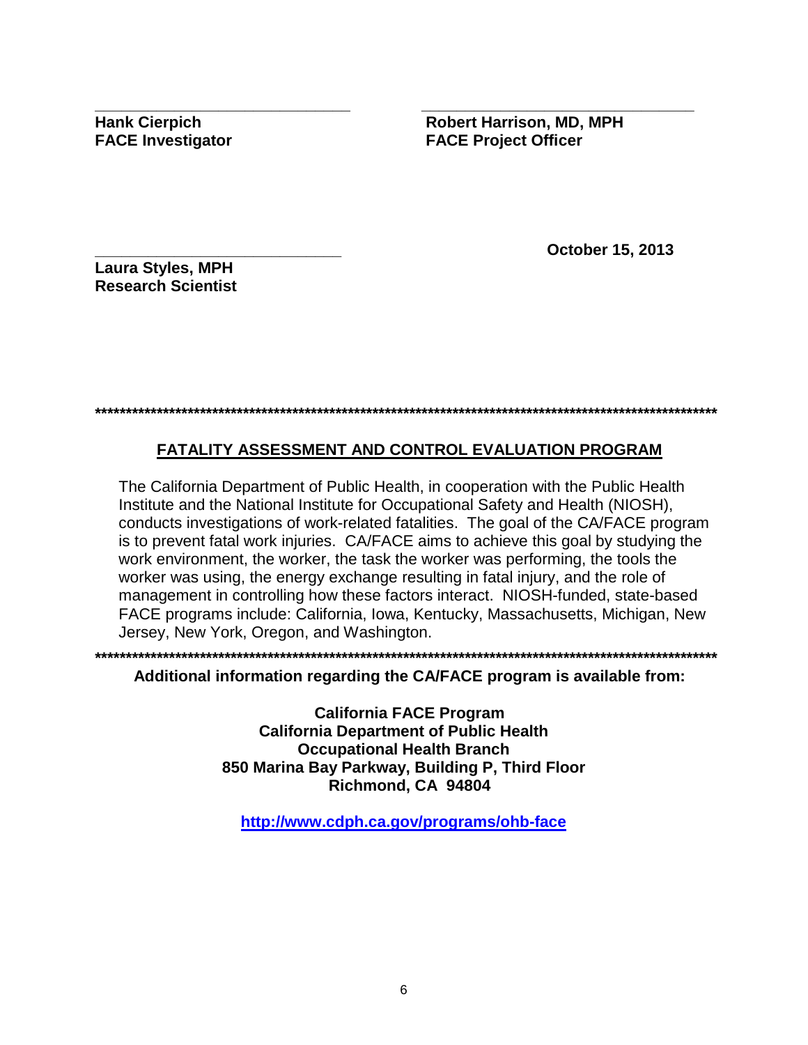**Hank Cierpich**
**FACE Investigator**

**Robert Harrison, MD, MPH**
**FACE Project Officer**

**Laura Styles, MPH**
**Research Scientist**

**October 15, 2013**

*****************************************************************************************************

## FATALITY ASSESSMENT AND CONTROL EVALUATION PROGRAM

The California Department of Public Health, in cooperation with the Public Health Institute and the National Institute for Occupational Safety and Health (NIOSH), conducts investigations of work-related fatalities. The goal of the CA/FACE program is to prevent fatal work injuries. CA/FACE aims to achieve this goal by studying the work environment, the worker, the task the worker was performing, the tools the worker was using, the energy exchange resulting in fatal injury, and the role of management in controlling how these factors interact. NIOSH-funded, state-based FACE programs include: California, Iowa, Kentucky, Massachusetts, Michigan, New Jersey, New York, Oregon, and Washington.

*****************************************************************************************************

**Additional information regarding the CA/FACE program is available from:**

**California FACE Program**
**California Department of Public Health**
**Occupational Health Branch**
**850 Marina Bay Parkway, Building P, Third Floor**
**Richmond, CA 94804**

http://www.cdph.ca.gov/programs/ohb-face